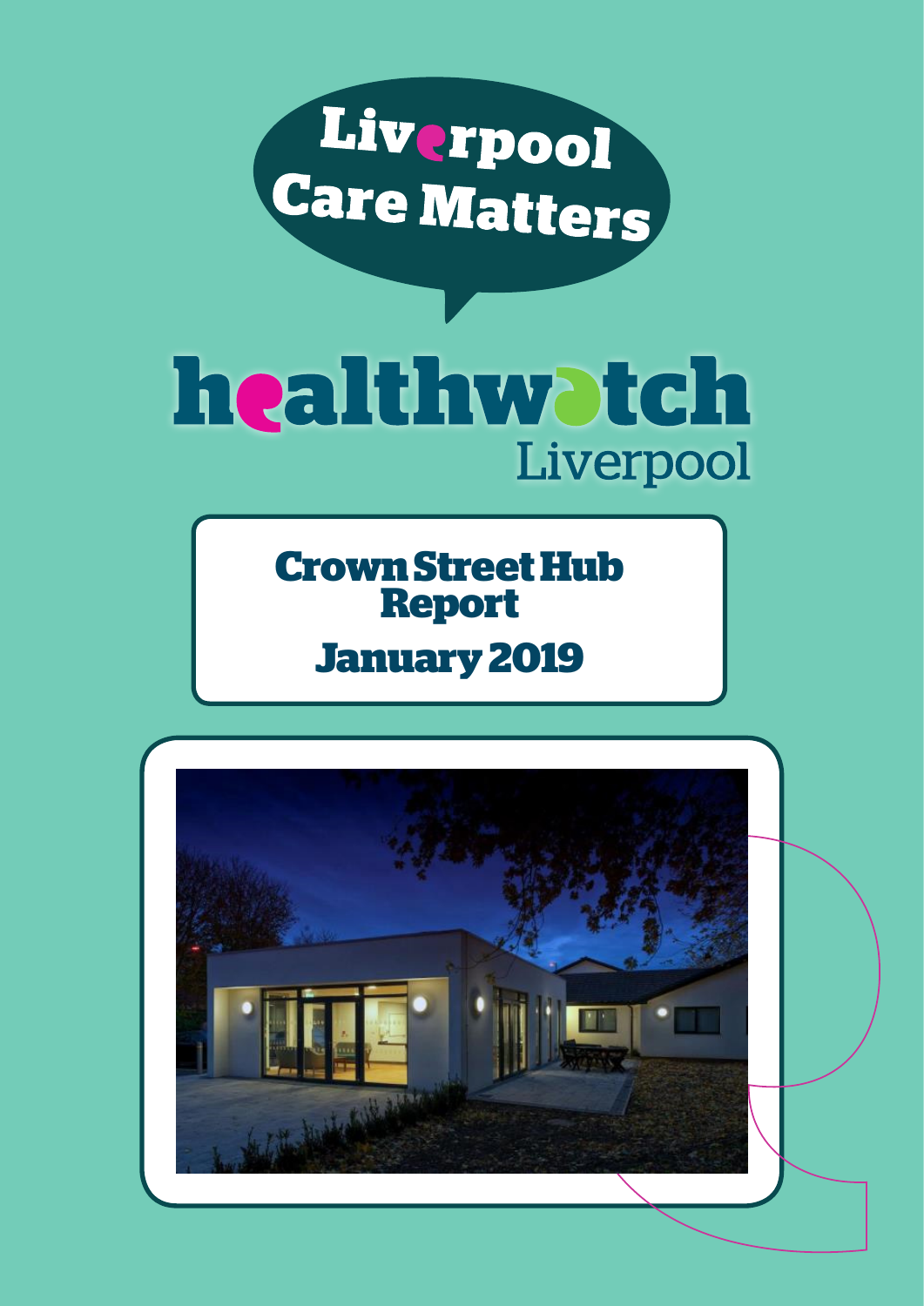Liverpool Care Matters

healthwatch Liverpool

# Crown Street Hub Report

## January 2019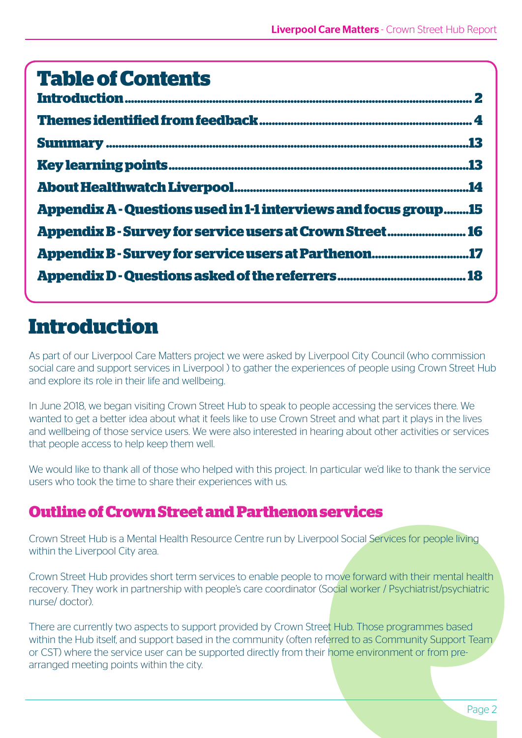## Table of Contents

| | |
|---|---|
| Introduction | 2 |
| Themes identified from feedback | 4 |
| Summary | 13 |
| Key learning points | 13 |
| About Healthwatch Liverpool | 14 |
| Appendix A - Questions used in 1-1 interviews and focus group | 15 |
| Appendix B - Survey for service users at Crown Street | 16 |
| Appendix B - Survey for service users at Parthenon | 17 |
| Appendix D - Questions asked of the referrers | 18 |

# Introduction

As part of our Liverpool Care Matters project we were asked by Liverpool City Council (who commission social care and support services in Liverpool ) to gather the experiences of people using Crown Street Hub and explore its role in their life and wellbeing.

In June 2018, we began visiting Crown Street Hub to speak to people accessing the services there. We wanted to get a better idea about what it feels like to use Crown Street and what part it plays in the lives and wellbeing of those service users. We were also interested in hearing about other activities or services that people access to help keep them well.

We would like to thank all of those who helped with this project. In particular we'd like to thank the service users who took the time to share their experiences with us.

## Outline of Crown Street and Parthenon services

Crown Street Hub is a Mental Health Resource Centre run by Liverpool Social Services for people living within the Liverpool City area.

Crown Street Hub provides short term services to enable people to move forward with their mental health recovery. They work in partnership with people's care coordinator (Social worker / Psychiatrist/psychiatric nurse/ doctor).

There are currently two aspects to support provided by Crown Street Hub. Those programmes based within the Hub itself, and support based in the community (often referred to as Community Support Team or CST) where the service user can be supported directly from their home environment or from pre-arranged meeting points within the city.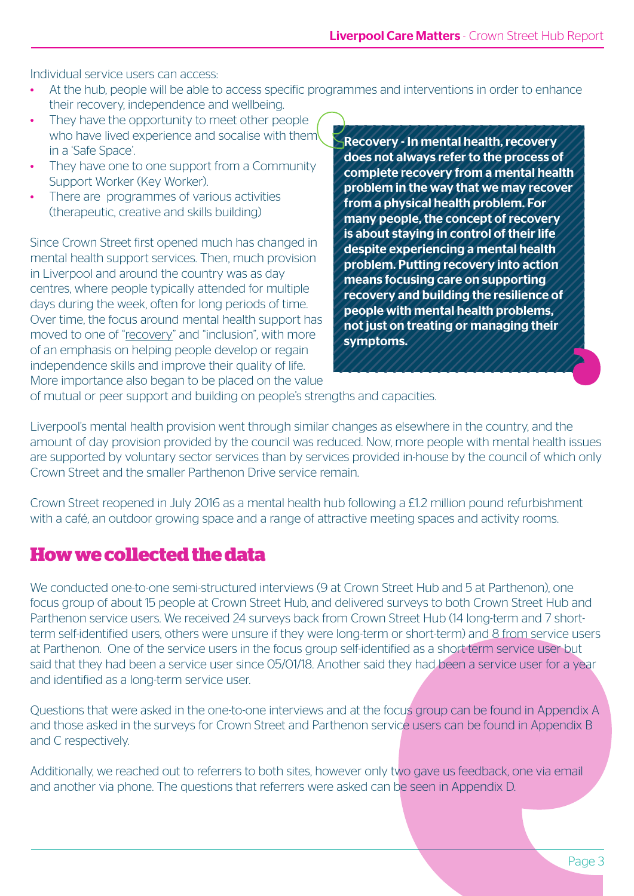Individual service users can access:

- At the hub, people will be able to access specific programmes and interventions in order to enhance their recovery, independence and wellbeing.
- They have the opportunity to meet other people who have lived experience and socalise with them in a 'Safe Space'.
- They have one to one support from a Community Support Worker (Key Worker).
- There are programmes of various activities (therapeutic, creative and skills building)

**Recovery - In mental health, recovery does not always refer to the process of complete recovery from a mental health problem in the way that we may recover from a physical health problem. For many people, the concept of recovery is about staying in control of their life despite experiencing a mental health problem. Putting recovery into action means focusing care on supporting recovery and building the resilience of people with mental health problems, not just on treating or managing their symptoms.**

Since Crown Street first opened much has changed in mental health support services. Then, much provision in Liverpool and around the country was as day centres, where people typically attended for multiple days during the week, often for long periods of time. Over time, the focus around mental health support has moved to one of "recovery" and "inclusion", with more of an emphasis on helping people develop or regain independence skills and improve their quality of life. More importance also began to be placed on the value of mutual or peer support and building on people's strengths and capacities.

Liverpool's mental health provision went through similar changes as elsewhere in the country, and the amount of day provision provided by the council was reduced. Now, more people with mental health issues are supported by voluntary sector services than by services provided in-house by the council of which only Crown Street and the smaller Parthenon Drive service remain.

Crown Street reopened in July 2016 as a mental health hub following a £1.2 million pound refurbishment with a café, an outdoor growing space and a range of attractive meeting spaces and activity rooms.

## How we collected the data

We conducted one-to-one semi-structured interviews (9 at Crown Street Hub and 5 at Parthenon), one focus group of about 15 people at Crown Street Hub, and delivered surveys to both Crown Street Hub and Parthenon service users. We received 24 surveys back from Crown Street Hub (14 long-term and 7 short-term self-identified users, others were unsure if they were long-term or short-term) and 8 from service users at Parthenon. One of the service users in the focus group self-identified as a short-term service user but said that they had been a service user since 05/01/18. Another said they had been a service user for a year and identified as a long-term service user.

Questions that were asked in the one-to-one interviews and at the focus group can be found in Appendix A and those asked in the surveys for Crown Street and Parthenon service users can be found in Appendix B and C respectively.

Additionally, we reached out to referrers to both sites, however only two gave us feedback, one via email and another via phone. The questions that referrers were asked can be seen in Appendix D.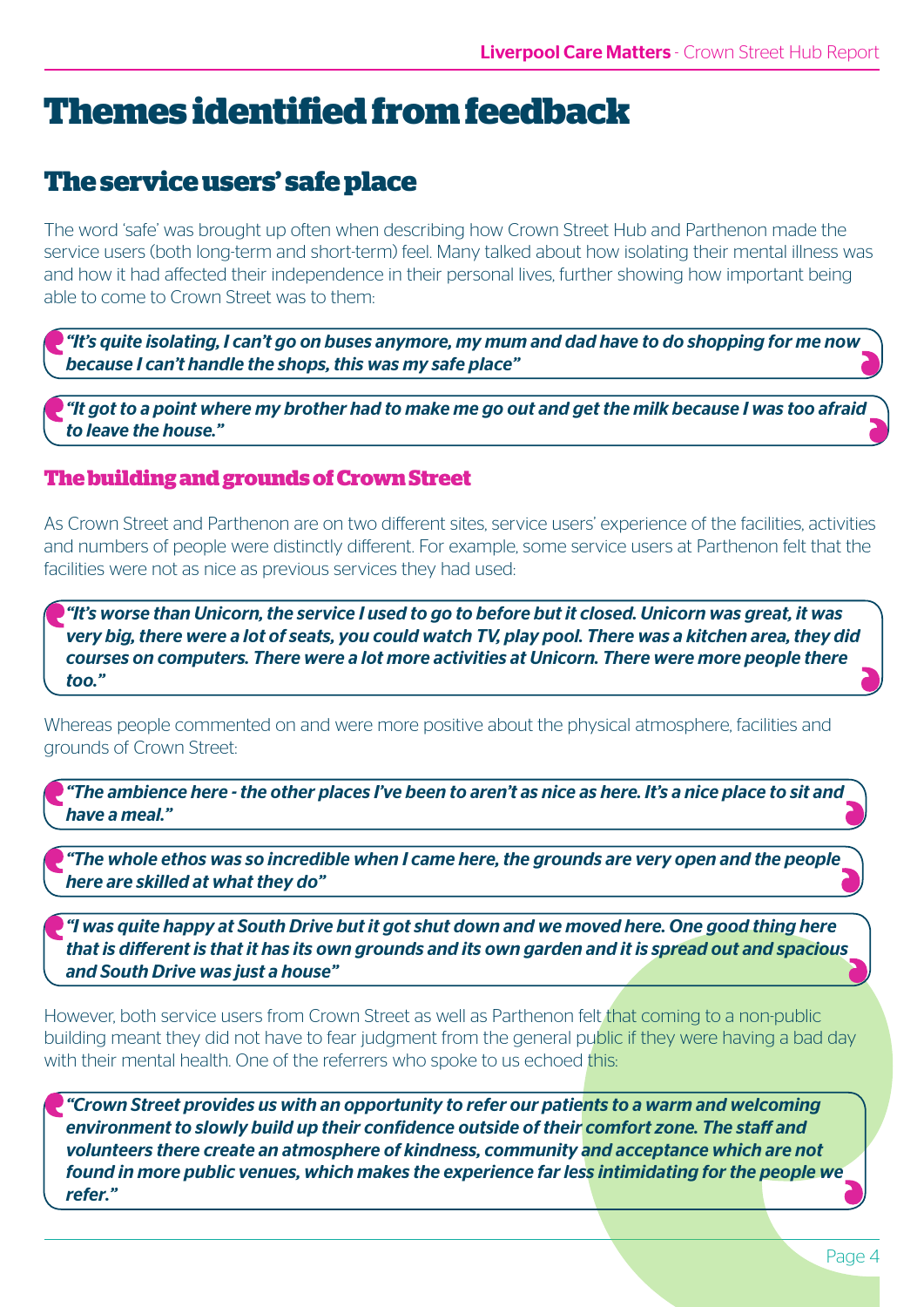# Themes identified from feedback

## The service users' safe place

The word 'safe' was brought up often when describing how Crown Street Hub and Parthenon made the service users (both long-term and short-term) feel. Many talked about how isolating their mental illness was and how it had affected their independence in their personal lives, further showing how important being able to come to Crown Street was to them:

> ***"It's quite isolating, I can't go on buses anymore, my mum and dad have to do shopping for me now because I can't handle the shops, this was my safe place"***

> ***"It got to a point where my brother had to make me go out and get the milk because I was too afraid to leave the house."***

### The building and grounds of Crown Street

As Crown Street and Parthenon are on two different sites, service users' experience of the facilities, activities and numbers of people were distinctly different. For example, some service users at Parthenon felt that the facilities were not as nice as previous services they had used:

> ***"It's worse than Unicorn, the service I used to go to before but it closed. Unicorn was great, it was very big, there were a lot of seats, you could watch TV, play pool. There was a kitchen area, they did courses on computers. There were a lot more activities at Unicorn. There were more people there too."***

Whereas people commented on and were more positive about the physical atmosphere, facilities and grounds of Crown Street:

> ***"The ambience here - the other places I've been to aren't as nice as here. It's a nice place to sit and have a meal."***

> ***"The whole ethos was so incredible when I came here, the grounds are very open and the people here are skilled at what they do"***

> ***"I was quite happy at South Drive but it got shut down and we moved here. One good thing here that is different is that it has its own grounds and its own garden and it is spread out and spacious and South Drive was just a house"***

However, both service users from Crown Street as well as Parthenon felt that coming to a non-public building meant they did not have to fear judgment from the general public if they were having a bad day with their mental health. One of the referrers who spoke to us echoed this:

> ***"Crown Street provides us with an opportunity to refer our patients to a warm and welcoming environment to slowly build up their confidence outside of their comfort zone. The staff and volunteers there create an atmosphere of kindness, community and acceptance which are not found in more public venues, which makes the experience far less intimidating for the people we refer."***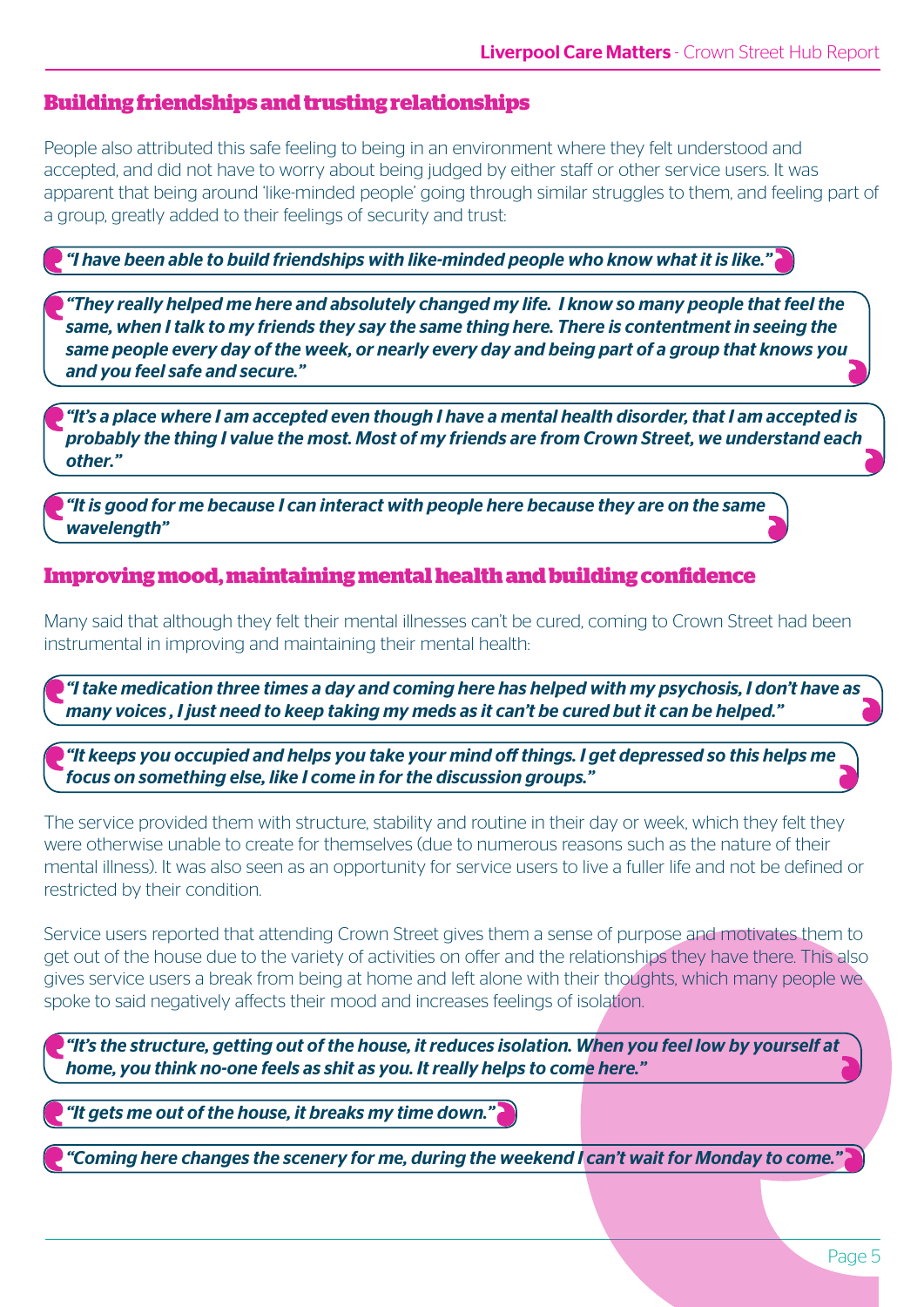## Building friendships and trusting relationships

People also attributed this safe feeling to being in an environment where they felt understood and accepted, and did not have to worry about being judged by either staff or other service users. It was apparent that being around 'like-minded people' going through similar struggles to them, and feeling part of a group, greatly added to their feelings of security and trust:

> ***"I have been able to build friendships with like-minded people who know what it is like."***

> ***"They really helped me here and absolutely changed my life. I know so many people that feel the same, when I talk to my friends they say the same thing here. There is contentment in seeing the same people every day of the week, or nearly every day and being part of a group that knows you and you feel safe and secure."***

> ***"It's a place where I am accepted even though I have a mental health disorder, that I am accepted is probably the thing I value the most. Most of my friends are from Crown Street, we understand each other."***

> ***"It is good for me because I can interact with people here because they are on the same wavelength"***

## Improving mood, maintaining mental health and building confidence

Many said that although they felt their mental illnesses can't be cured, coming to Crown Street had been instrumental in improving and maintaining their mental health:

> ***"I take medication three times a day and coming here has helped with my psychosis, I don't have as many voices , I just need to keep taking my meds as it can't be cured but it can be helped."***

> ***"It keeps you occupied and helps you take your mind off things. I get depressed so this helps me focus on something else, like I come in for the discussion groups."***

The service provided them with structure, stability and routine in their day or week, which they felt they were otherwise unable to create for themselves (due to numerous reasons such as the nature of their mental illness). It was also seen as an opportunity for service users to live a fuller life and not be defined or restricted by their condition.

Service users reported that attending Crown Street gives them a sense of purpose and motivates them to get out of the house due to the variety of activities on offer and the relationships they have there. This also gives service users a break from being at home and left alone with their thoughts, which many people we spoke to said negatively affects their mood and increases feelings of isolation.

> ***"It's the structure, getting out of the house, it reduces isolation. When you feel low by yourself at home, you think no-one feels as shit as you. It really helps to come here."***

> ***"It gets me out of the house, it breaks my time down."***

> ***"Coming here changes the scenery for me, during the weekend I can't wait for Monday to come."***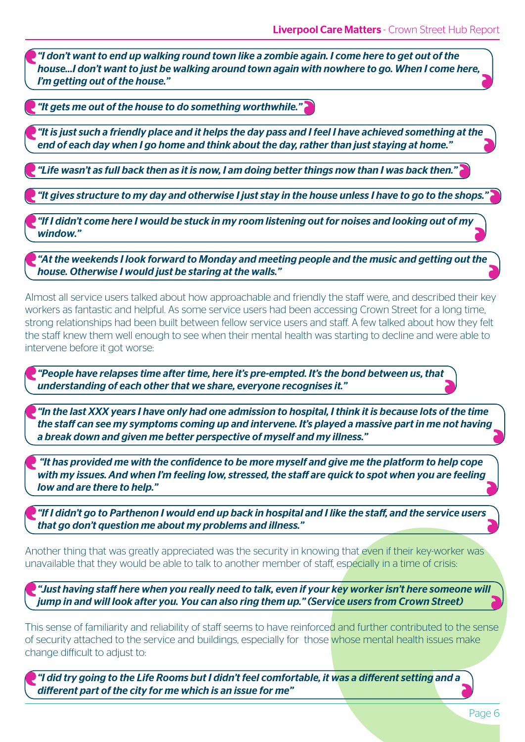> *"I don't want to end up walking round town like a zombie again. I come here to get out of the house...I don't want to just be walking around town again with nowhere to go. When I come here, I'm getting out of the house."*

> *"It gets me out of the house to do something worthwhile."*

> *"It is just such a friendly place and it helps the day pass and I feel I have achieved something at the end of each day when I go home and think about the day, rather than just staying at home."*

> *"Life wasn't as full back then as it is now, I am doing better things now than I was back then."*

> *"It gives structure to my day and otherwise I just stay in the house unless I have to go to the shops."*

> *"If I didn't come here I would be stuck in my room listening out for noises and looking out of my window."*

> *"At the weekends I look forward to Monday and meeting people and the music and getting out the house. Otherwise I would just be staring at the walls."*

Almost all service users talked about how approachable and friendly the staff were, and described their key workers as fantastic and helpful. As some service users had been accessing Crown Street for a long time, strong relationships had been built between fellow service users and staff. A few talked about how they felt the staff knew them well enough to see when their mental health was starting to decline and were able to intervene before it got worse:

> *"People have relapses time after time, here it's pre-empted. It's the bond between us, that understanding of each other that we share, everyone recognises it."*

> *"In the last XXX years I have only had one admission to hospital, I think it is because lots of the time the staff can see my symptoms coming up and intervene. It's played a massive part in me not having a break down and given me better perspective of myself and my illness."*

> *"It has provided me with the confidence to be more myself and give me the platform to help cope with my issues. And when I'm feeling low, stressed, the staff are quick to spot when you are feeling low and are there to help."*

> *"If I didn't go to Parthenon I would end up back in hospital and I like the staff, and the service users that go don't question me about my problems and illness."*

Another thing that was greatly appreciated was the security in knowing that even if their key-worker was unavailable that they would be able to talk to another member of staff, especially in a time of crisis:

> *"Just having staff here when you really need to talk, even if your key worker isn't here someone will jump in and will look after you. You can also ring them up." (Service users from Crown Street)*

This sense of familiarity and reliability of staff seems to have reinforced and further contributed to the sense of security attached to the service and buildings, especially for those whose mental health issues make change difficult to adjust to:

> *"I did try going to the Life Rooms but I didn't feel comfortable, it was a different setting and a different part of the city for me which is an issue for me"*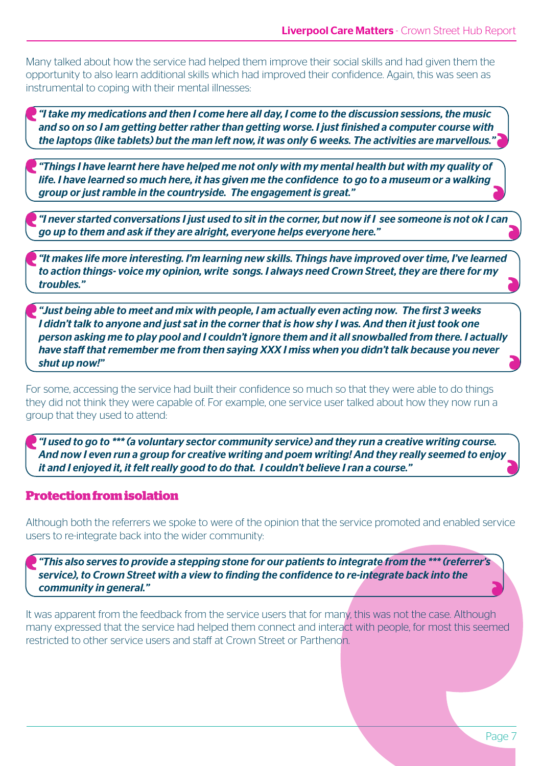Many talked about how the service had helped them improve their social skills and had given them the opportunity to also learn additional skills which had improved their confidence. Again, this was seen as instrumental to coping with their mental illnesses:

> ***"I take my medications and then I come here all day, I come to the discussion sessions, the music and so on so I am getting better rather than getting worse. I just finished a computer course with the laptops (like tablets) but the man left now, it was only 6 weeks. The activities are marvellous."***

> ***"Things I have learnt here have helped me not only with my mental health but with my quality of life. I have learned so much here, it has given me the confidence to go to a museum or a walking group or just ramble in the countryside. The engagement is great."***

> ***"I never started conversations I just used to sit in the corner, but now if I see someone is not ok I can go up to them and ask if they are alright, everyone helps everyone here."***

> ***"It makes life more interesting. I'm learning new skills. Things have improved over time, I've learned to action things- voice my opinion, write songs. I always need Crown Street, they are there for my troubles."***

> ***"Just being able to meet and mix with people, I am actually even acting now. The first 3 weeks I didn't talk to anyone and just sat in the corner that is how shy I was. And then it just took one person asking me to play pool and I couldn't ignore them and it all snowballed from there. I actually have staff that remember me from then saying XXX I miss when you didn't talk because you never shut up now!"***

For some, accessing the service had built their confidence so much so that they were able to do things they did not think they were capable of. For example, one service user talked about how they now run a group that they used to attend:

> ***"I used to go to *** (a voluntary sector community service) and they run a creative writing course. And now I even run a group for creative writing and poem writing! And they really seemed to enjoy it and I enjoyed it, it felt really good to do that. I couldn't believe I ran a course."***

## Protection from isolation

Although both the referrers we spoke to were of the opinion that the service promoted and enabled service users to re-integrate back into the wider community:

> ***"This also serves to provide a stepping stone for our patients to integrate from the *** (referrer's service), to Crown Street with a view to finding the confidence to re-integrate back into the community in general."***

It was apparent from the feedback from the service users that for many, this was not the case. Although many expressed that the service had helped them connect and interact with people, for most this seemed restricted to other service users and staff at Crown Street or Parthenon.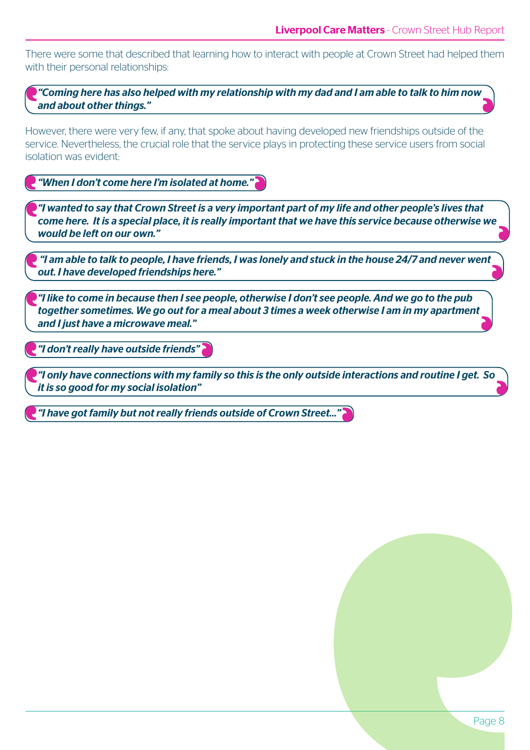There were some that described that learning how to interact with people at Crown Street had helped them with their personal relationships:

> *"Coming here has also helped with my relationship with my dad and I am able to talk to him now and about other things."*

However, there were very few, if any, that spoke about having developed new friendships outside of the service. Nevertheless, the crucial role that the service plays in protecting these service users from social isolation was evident:

> *"When I don't come here I'm isolated at home."*

> *"I wanted to say that Crown Street is a very important part of my life and other people's lives that come here. It is a special place, it is really important that we have this service because otherwise we would be left on our own."*

> *"I am able to talk to people, I have friends, I was lonely and stuck in the house 24/7 and never went out. I have developed friendships here."*

> *"I like to come in because then I see people, otherwise I don't see people. And we go to the pub together sometimes. We go out for a meal about 3 times a week otherwise I am in my apartment and I just have a microwave meal."*

> *"I don't really have outside friends"*

> *"I only have connections with my family so this is the only outside interactions and routine I get. So it is so good for my social isolation"*

> *"I have got family but not really friends outside of Crown Street…"*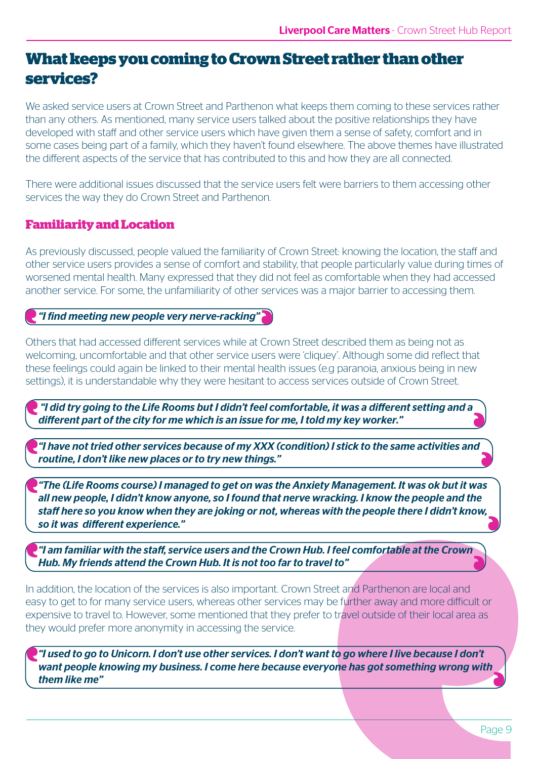## What keeps you coming to Crown Street rather than other services?

We asked service users at Crown Street and Parthenon what keeps them coming to these services rather than any others. As mentioned, many service users talked about the positive relationships they have developed with staff and other service users which have given them a sense of safety, comfort and in some cases being part of a family, which they haven't found elsewhere. The above themes have illustrated the different aspects of the service that has contributed to this and how they are all connected.

There were additional issues discussed that the service users felt were barriers to them accessing other services the way they do Crown Street and Parthenon.

### Familiarity and Location

As previously discussed, people valued the familiarity of Crown Street: knowing the location, the staff and other service users provides a sense of comfort and stability, that people particularly value during times of worsened mental health. Many expressed that they did not feel as comfortable when they had accessed another service. For some, the unfamiliarity of other services was a major barrier to accessing them.

> ***"I find meeting new people very nerve-racking"***

Others that had accessed different services while at Crown Street described them as being not as welcoming, uncomfortable and that other service users were 'cliquey'. Although some did reflect that these feelings could again be linked to their mental health issues (e.g paranoia, anxious being in new settings), it is understandable why they were hesitant to access services outside of Crown Street.

> ***"I did try going to the Life Rooms but I didn't feel comfortable, it was a different setting and a different part of the city for me which is an issue for me, I told my key worker."***

> ***"I have not tried other services because of my XXX (condition) I stick to the same activities and routine, I don't like new places or to try new things."***

> ***"The (Life Rooms course) I managed to get on was the Anxiety Management. It was ok but it was all new people, I didn't know anyone, so I found that nerve wracking. I know the people and the staff here so you know when they are joking or not, whereas with the people there I didn't know, so it was different experience."***

> ***"I am familiar with the staff, service users and the Crown Hub. I feel comfortable at the Crown Hub. My friends attend the Crown Hub. It is not too far to travel to"***

In addition, the location of the services is also important. Crown Street and Parthenon are local and easy to get to for many service users, whereas other services may be further away and more difficult or expensive to travel to. However, some mentioned that they prefer to travel outside of their local area as they would prefer more anonymity in accessing the service.

> ***"I used to go to Unicorn. I don't use other services. I don't want to go where I live because I don't want people knowing my business. I come here because everyone has got something wrong with them like me"***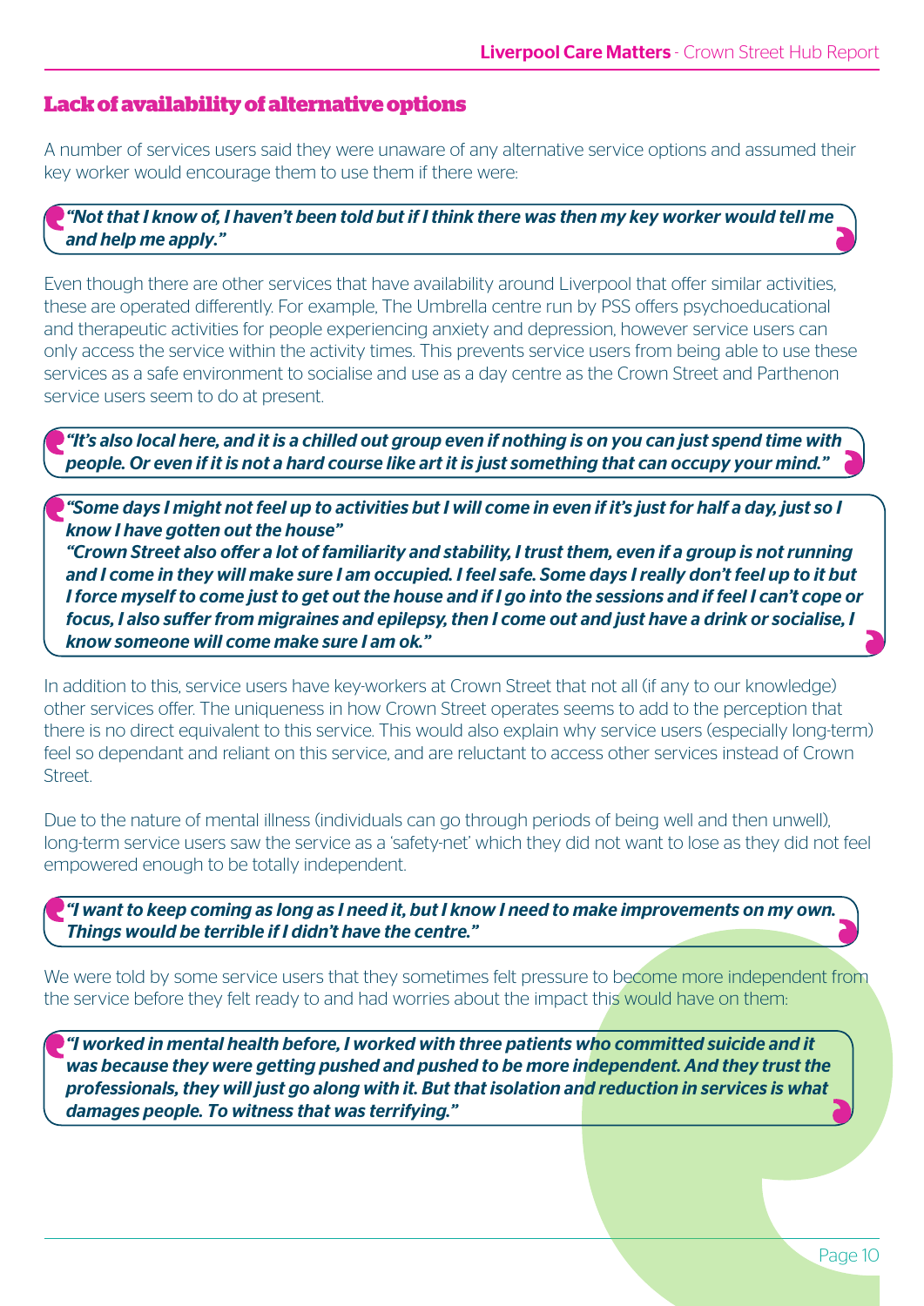## Lack of availability of alternative options

A number of services users said they were unaware of any alternative service options and assumed their key worker would encourage them to use them if there were:

> ***"Not that I know of, I haven't been told but if I think there was then my key worker would tell me and help me apply."***

Even though there are other services that have availability around Liverpool that offer similar activities, these are operated differently. For example, The Umbrella centre run by PSS offers psychoeducational and therapeutic activities for people experiencing anxiety and depression, however service users can only access the service within the activity times. This prevents service users from being able to use these services as a safe environment to socialise and use as a day centre as the Crown Street and Parthenon service users seem to do at present.

> ***"It's also local here, and it is a chilled out group even if nothing is on you can just spend time with people. Or even if it is not a hard course like art it is just something that can occupy your mind."***

> ***"Some days I might not feel up to activities but I will come in even if it's just for half a day, just so I know I have gotten out the house"***
>
> ***"Crown Street also offer a lot of familiarity and stability, I trust them, even if a group is not running and I come in they will make sure I am occupied. I feel safe. Some days I really don't feel up to it but I force myself to come just to get out the house and if I go into the sessions and if feel I can't cope or focus, I also suffer from migraines and epilepsy, then I come out and just have a drink or socialise, I know someone will come make sure I am ok."***

In addition to this, service users have key-workers at Crown Street that not all (if any to our knowledge) other services offer. The uniqueness in how Crown Street operates seems to add to the perception that there is no direct equivalent to this service. This would also explain why service users (especially long-term) feel so dependant and reliant on this service, and are reluctant to access other services instead of Crown Street.

Due to the nature of mental illness (individuals can go through periods of being well and then unwell), long-term service users saw the service as a 'safety-net' which they did not want to lose as they did not feel empowered enough to be totally independent.

> ***"I want to keep coming as long as I need it, but I know I need to make improvements on my own. Things would be terrible if I didn't have the centre."***

We were told by some service users that they sometimes felt pressure to become more independent from the service before they felt ready to and had worries about the impact this would have on them:

> ***"I worked in mental health before, I worked with three patients who committed suicide and it was because they were getting pushed and pushed to be more independent. And they trust the professionals, they will just go along with it. But that isolation and reduction in services is what damages people. To witness that was terrifying."***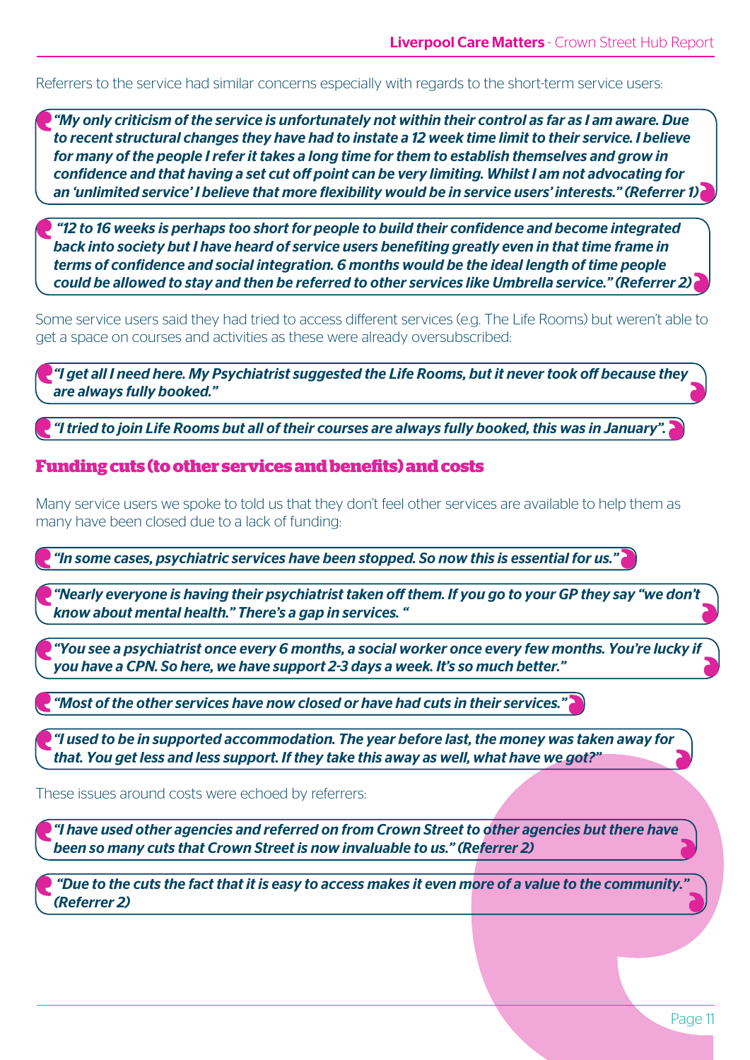Referrers to the service had similar concerns especially with regards to the short-term service users:

> ***"My only criticism of the service is unfortunately not within their control as far as I am aware. Due to recent structural changes they have had to instate a 12 week time limit to their service. I believe for many of the people I refer it takes a long time for them to establish themselves and grow in confidence and that having a set cut off point can be very limiting. Whilst I am not advocating for an 'unlimited service' I believe that more flexibility would be in service users' interests." (Referrer 1)***

> ***"12 to 16 weeks is perhaps too short for people to build their confidence and become integrated back into society but I have heard of service users benefiting greatly even in that time frame in terms of confidence and social integration. 6 months would be the ideal length of time people could be allowed to stay and then be referred to other services like Umbrella service." (Referrer 2)***

Some service users said they had tried to access different services (e.g. The Life Rooms) but weren't able to get a space on courses and activities as these were already oversubscribed:

> ***"I get all I need here. My Psychiatrist suggested the Life Rooms, but it never took off because they are always fully booked."***

> ***"I tried to join Life Rooms but all of their courses are always fully booked, this was in January".***

## Funding cuts (to other services and benefits) and costs

Many service users we spoke to told us that they don't feel other services are available to help them as many have been closed due to a lack of funding:

> ***"In some cases, psychiatric services have been stopped. So now this is essential for us."***

> ***"Nearly everyone is having their psychiatrist taken off them. If you go to your GP they say "we don't know about mental health." There's a gap in services. "***

> ***"You see a psychiatrist once every 6 months, a social worker once every few months. You're lucky if you have a CPN. So here, we have support 2-3 days a week. It's so much better."***

> ***"Most of the other services have now closed or have had cuts in their services."***

> ***"I used to be in supported accommodation. The year before last, the money was taken away for that. You get less and less support. If they take this away as well, what have we got?"***

These issues around costs were echoed by referrers:

> ***"I have used other agencies and referred on from Crown Street to other agencies but there have been so many cuts that Crown Street is now invaluable to us." (Referrer 2)***

> ***"Due to the cuts the fact that it is easy to access makes it even more of a value to the community." (Referrer 2)***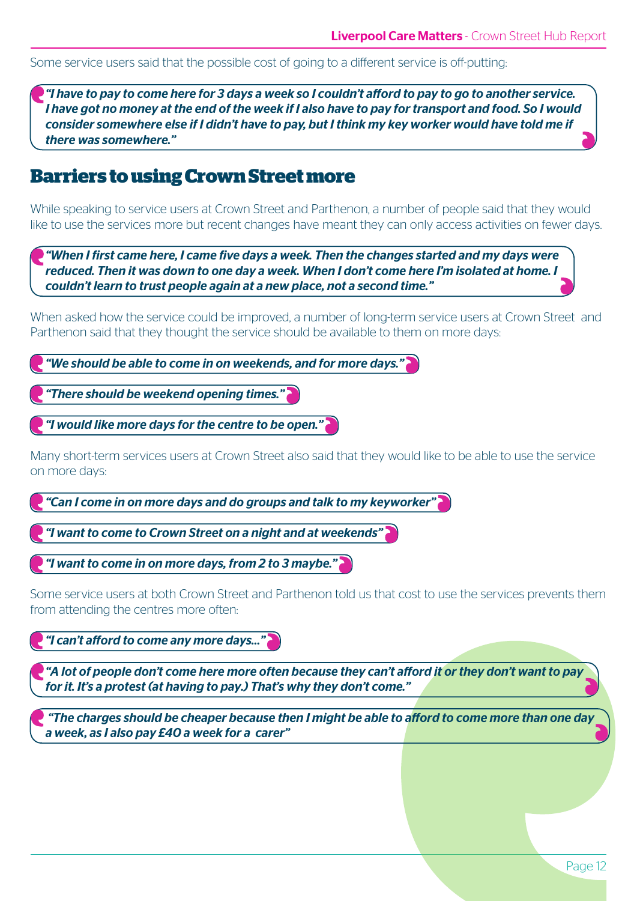Some service users said that the possible cost of going to a different service is off-putting:

> ***"I have to pay to come here for 3 days a week so I couldn't afford to pay to go to another service. I have got no money at the end of the week if I also have to pay for transport and food. So I would consider somewhere else if I didn't have to pay, but I think my key worker would have told me if there was somewhere."***

## Barriers to using Crown Street more

While speaking to service users at Crown Street and Parthenon, a number of people said that they would like to use the services more but recent changes have meant they can only access activities on fewer days.

> ***"When I first came here, I came five days a week. Then the changes started and my days were reduced. Then it was down to one day a week. When I don't come here I'm isolated at home. I couldn't learn to trust people again at a new place, not a second time."***

When asked how the service could be improved, a number of long-term service users at Crown Street and Parthenon said that they thought the service should be available to them on more days:

> ***"We should be able to come in on weekends, and for more days."***

> ***"There should be weekend opening times."***

> ***"I would like more days for the centre to be open."***

Many short-term services users at Crown Street also said that they would like to be able to use the service on more days:

> ***"Can I come in on more days and do groups and talk to my keyworker"***

> ***"I want to come to Crown Street on a night and at weekends"***

> ***"I want to come in on more days, from 2 to 3 maybe."***

Some service users at both Crown Street and Parthenon told us that cost to use the services prevents them from attending the centres more often:

> ***"I can't afford to come any more days..."***

> ***"A lot of people don't come here more often because they can't afford it or they don't want to pay for it. It's a protest (at having to pay.) That's why they don't come."***

> ***"The charges should be cheaper because then I might be able to afford to come more than one day a week, as I also pay £40 a week for a carer"***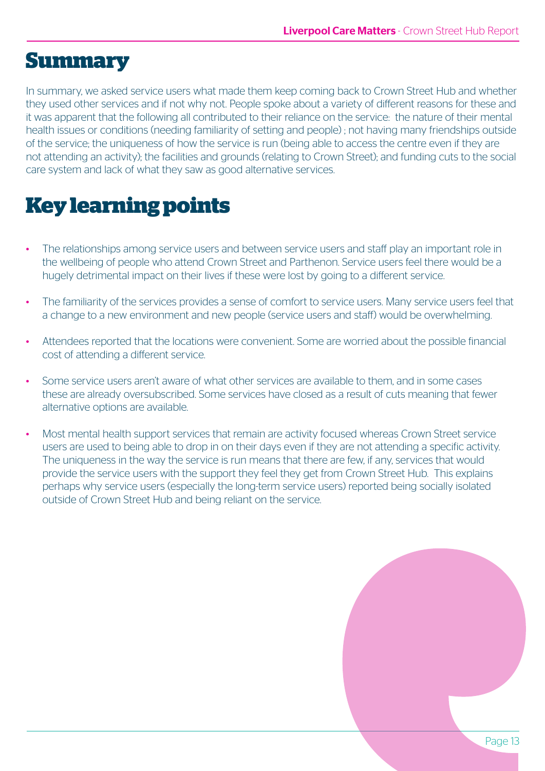# Summary

In summary, we asked service users what made them keep coming back to Crown Street Hub and whether they used other services and if not why not. People spoke about a variety of different reasons for these and it was apparent that the following all contributed to their reliance on the service: the nature of their mental health issues or conditions (needing familiarity of setting and people) ; not having many friendships outside of the service; the uniqueness of how the service is run (being able to access the centre even if they are not attending an activity); the facilities and grounds (relating to Crown Street); and funding cuts to the social care system and lack of what they saw as good alternative services.

# Key learning points

- The relationships among service users and between service users and staff play an important role in the wellbeing of people who attend Crown Street and Parthenon. Service users feel there would be a hugely detrimental impact on their lives if these were lost by going to a different service.
- The familiarity of the services provides a sense of comfort to service users. Many service users feel that a change to a new environment and new people (service users and staff) would be overwhelming.
- Attendees reported that the locations were convenient. Some are worried about the possible financial cost of attending a different service.
- Some service users aren't aware of what other services are available to them, and in some cases these are already oversubscribed. Some services have closed as a result of cuts meaning that fewer alternative options are available.
- Most mental health support services that remain are activity focused whereas Crown Street service users are used to being able to drop in on their days even if they are not attending a specific activity. The uniqueness in the way the service is run means that there are few, if any, services that would provide the service users with the support they feel they get from Crown Street Hub. This explains perhaps why service users (especially the long-term service users) reported being socially isolated outside of Crown Street Hub and being reliant on the service.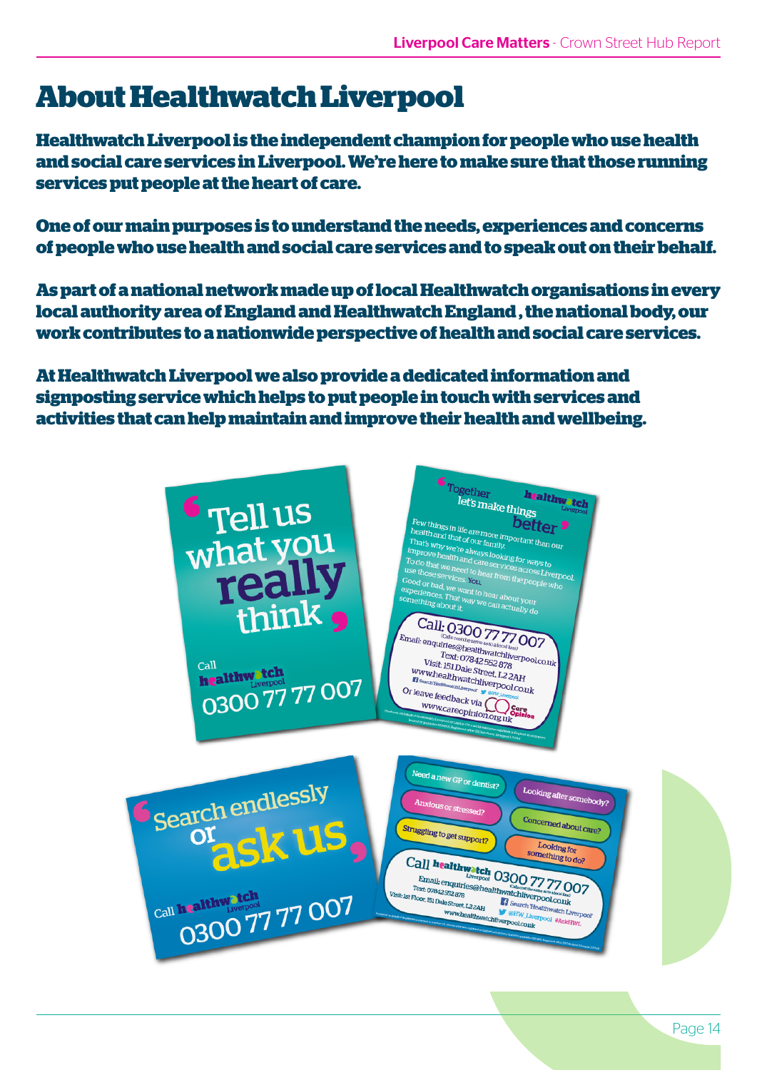# About Healthwatch Liverpool

**Healthwatch Liverpool is the independent champion for people who use health and social care services in Liverpool. We're here to make sure that those running services put people at the heart of care.**

**One of our main purposes is to understand the needs, experiences and concerns of people who use health and social care services and to speak out on their behalf.**

**As part of a national network made up of local Healthwatch organisations in every local authority area of England and Healthwatch England , the national body, our work contributes to a nationwide perspective of health and social care services.**

**At Healthwatch Liverpool we also provide a dedicated information and signposting service which helps to put people in touch with services and activities that can help maintain and improve their health and wellbeing.**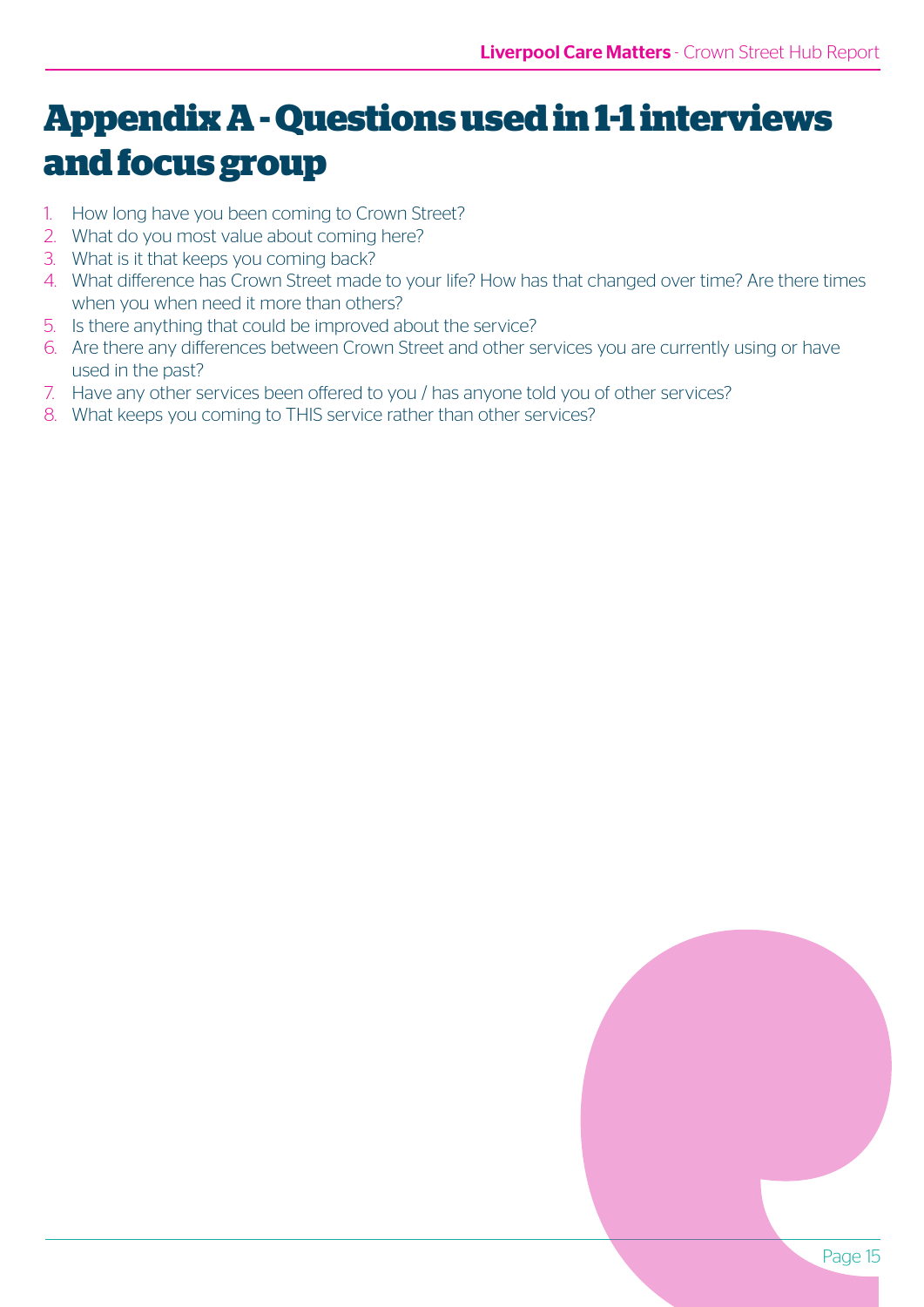# Appendix A - Questions used in 1-1 interviews and focus group

1. How long have you been coming to Crown Street?
2. What do you most value about coming here?
3. What is it that keeps you coming back?
4. What difference has Crown Street made to your life? How has that changed over time? Are there times when you when need it more than others?
5. Is there anything that could be improved about the service?
6. Are there any differences between Crown Street and other services you are currently using or have used in the past?
7. Have any other services been offered to you / has anyone told you of other services?
8. What keeps you coming to THIS service rather than other services?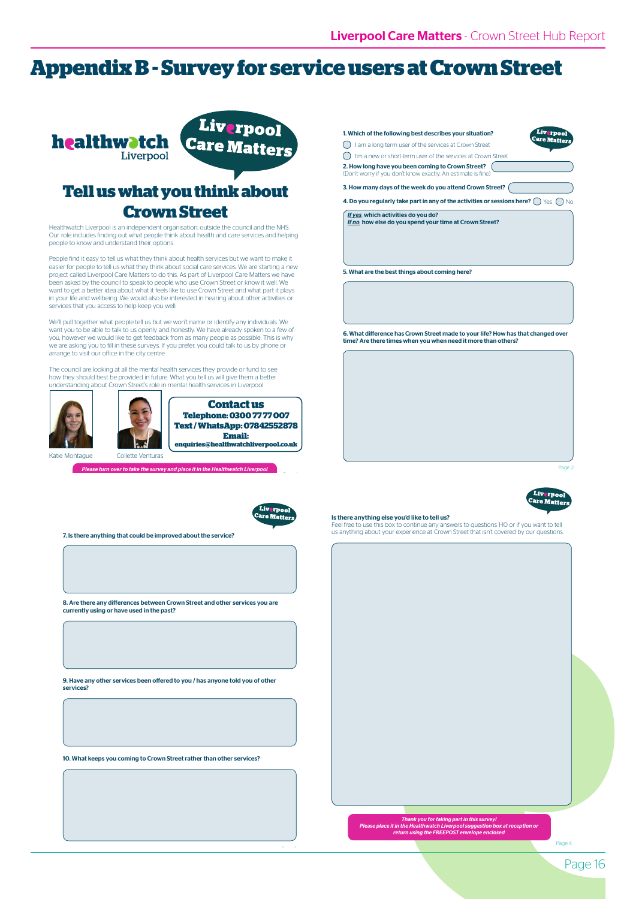# Appendix B - Survey for service users at Crown Street

healthwatch Liverpool

Liverpool Care Matters

## Tell us what you think about Crown Street

Healthwatch Liverpool is an independent organisation, outside the council and the NHS. Our role includes finding out what people think about health and care services and helping people to know and understand their options.

People find it easy to tell us what they think about health services but we want to make it easier for people to tell us what they think about social care services. We are starting a new project called Liverpool Care Matters to do this. As part of Liverpool Care Matters we have been asked by the council to speak to people who use Crown Street or know it well. We want to get a better idea about what it feels like to use Crown Street and what part it plays in your life and wellbeing. We would also be interested in hearing about other activities or services that you access to help keep you well.

We'll pull together what people tell us but we won't name or identify any individuals. We want you to be able to talk to us openly and honestly. We have already spoken to a few of you, however we would like to get feedback from as many people as possible. This is why we are asking you to fill in these surveys. If you prefer, you could talk to us by phone or arrange to visit our office in the city centre.

The council are looking at all the mental health services they provide or fund to see how they should best be provided in future. What you tell us will give them a better understanding about Crown Street's role in mental health services in Liverpool

Katie Montague

Collette Venturas

**Contact us**
**Telephone: 0300 7777 007**
**Text / WhatsApp: 07842552878**
**Email:**
**enquiries@healthwatchliverpool.co.uk**

*Please turn over to take the survey and place it in the Healthwatch Liverpool*

**1. Which of the following best describes your situation?**

- ◯ I am a long term user of the services at Crown Street
- ◯ I'm a new or short-term user of the services at Crown Street

**2. How long have you been coming to Crown Street?**
(Don't worry if you don't know exactly. An estimate is fine)

**3. How many days of the week do you attend Crown Street?**

**4. Do you regularly take part in any of the activities or sessions here?** ◯ Yes ◯ No

***If yes*, which activities do you do?**
***If no*, how else do you spend your time at Crown Street?**

**5. What are the best things about coming here?**

**6. What difference has Crown Street made to your life? How has that changed over time? Are there times when you when need it more than others?**

**7. Is there anything that could be improved about the service?**

**8. Are there any differences between Crown Street and other services you are currently using or have used in the past?**

**9. Have any other services been offered to you / has anyone told you of other services?**

**10. What keeps you coming to Crown Street rather than other services?**

**Is there anything else you'd like to tell us?**
Feel free to use this box to continue any answers to questions 1-10 or if you want to tell us anything about your experience at Crown Street that isn't covered by our questions.

*Thank you for taking part in this survey!*
*Please place it in the Healthwatch Liverpool suggestion box at reception or return using the FREEPOST envelope enclosed*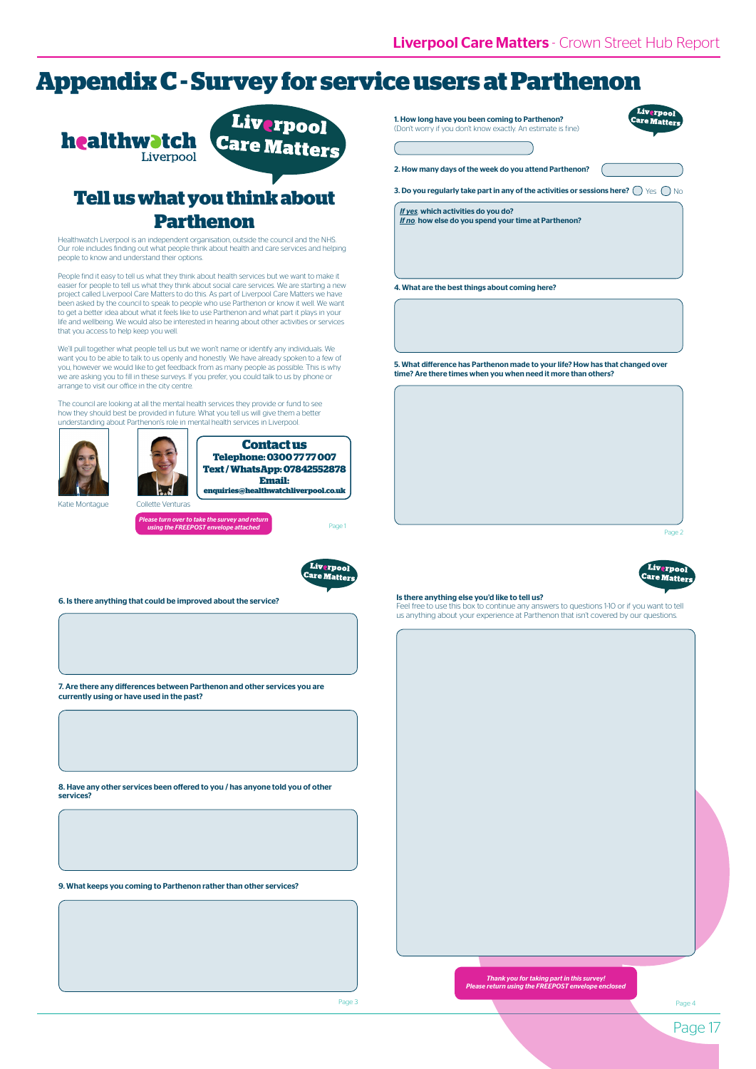# Appendix C - Survey for service users at Parthenon

healthwatch Liverpool

Liverpool Care Matters

## Tell us what you think about Parthenon

Healthwatch Liverpool is an independent organisation, outside the council and the NHS. Our role includes finding out what people think about health and care services and helping people to know and understand their options.

People find it easy to tell us what they think about health services but we want to make it easier for people to tell us what they think about social care services. We are starting a new project called Liverpool Care Matters to do this. As part of Liverpool Care Matters we have been asked by the council to speak to people who use Parthenon or know it well. We want to get a better idea about what it feels like to use Parthenon and what part it plays in your life and wellbeing. We would also be interested in hearing about other activities or services that you access to help keep you well.

We'll pull together what people tell us but we won't name or identify any individuals. We want you to be able to talk to us openly and honestly. We have already spoken to a few of you, however we would like to get feedback from as many people as possible. This is why we are asking you to fill in these surveys. If you prefer, you could talk to us by phone or arrange to visit our office in the city centre.

The council are looking at all the mental health services they provide or fund to see how they should best be provided in future. What you tell us will give them a better understanding about Parthenon's role in mental health services in Liverpool.

Katie Montague

Collette Venturas

**Contact us**
**Telephone: 0300 77 77 007**
**Text / WhatsApp: 07842552878**
**Email:**
**enquiries@healthwatchliverpool.co.uk**

*Please turn over to take the survey and return using the FREEPOST envelope attached*

Page 1

**1. How long have you been coming to Parthenon?**
(Don't worry if you don't know exactly. An estimate is fine)

**2. How many days of the week do you attend Parthenon?**

**3. Do you regularly take part in any of the activities or sessions here?** ◯ Yes ◯ No

***If yes*, which activities do you do?**
***If no*, how else do you spend your time at Parthenon?**

**4. What are the best things about coming here?**

**5. What difference has Parthenon made to your life? How has that changed over time? Are there times when you when need it more than others?**

Page 2

**6. Is there anything that could be improved about the service?**

**7. Are there any differences between Parthenon and other services you are currently using or have used in the past?**

**8. Have any other services been offered to you / has anyone told you of other services?**

**9. What keeps you coming to Parthenon rather than other services?**

Page 3

**Is there anything else you'd like to tell us?**
Feel free to use this box to continue any answers to questions 1-10 or if you want to tell us anything about your experience at Parthenon that isn't covered by our questions.

*Thank you for taking part in this survey!*
*Please return using the FREEPOST envelope enclosed*

Page 4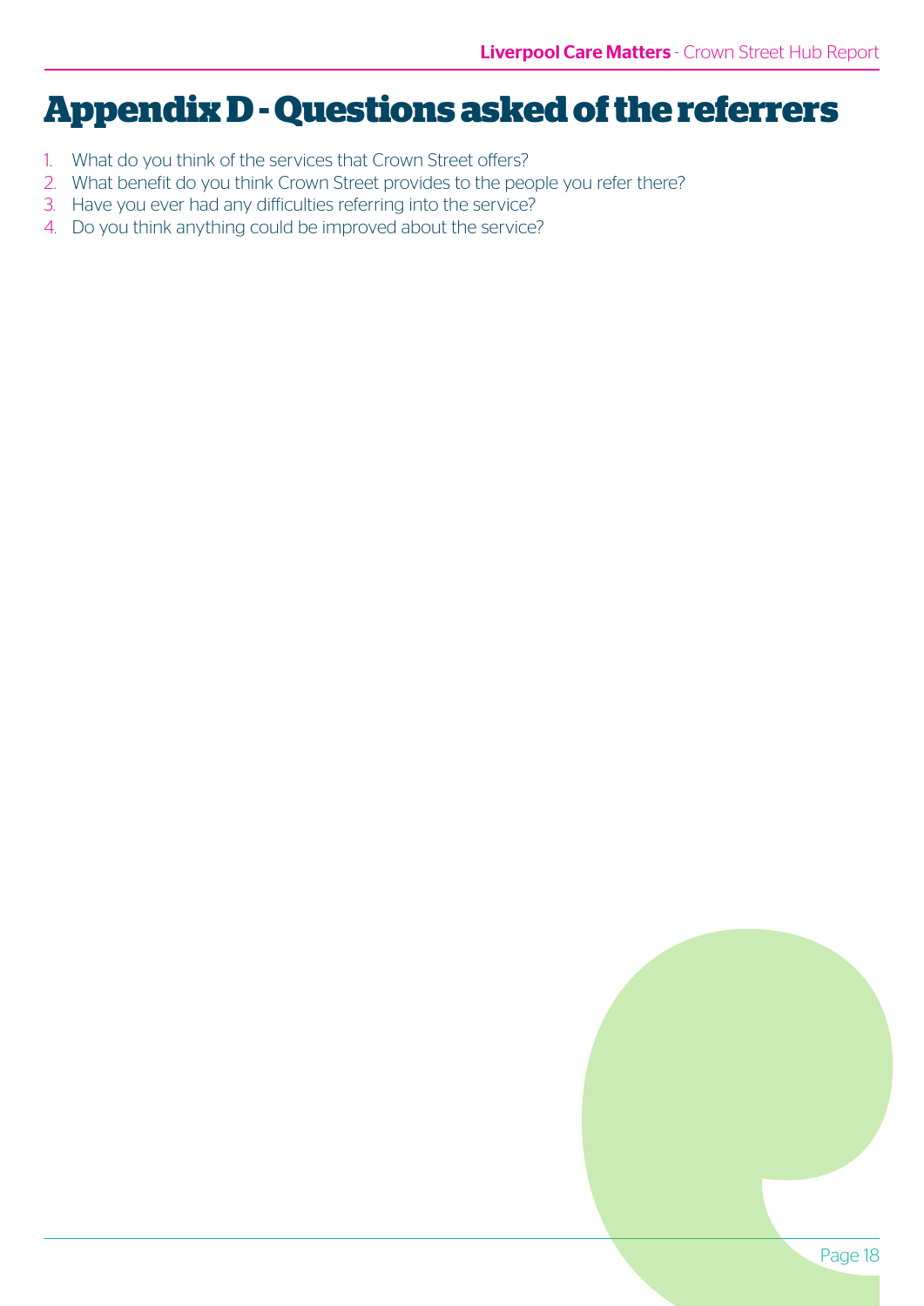# Appendix D - Questions asked of the referrers

1. What do you think of the services that Crown Street offers?
2. What benefit do you think Crown Street provides to the people you refer there?
3. Have you ever had any difficulties referring into the service?
4. Do you think anything could be improved about the service?